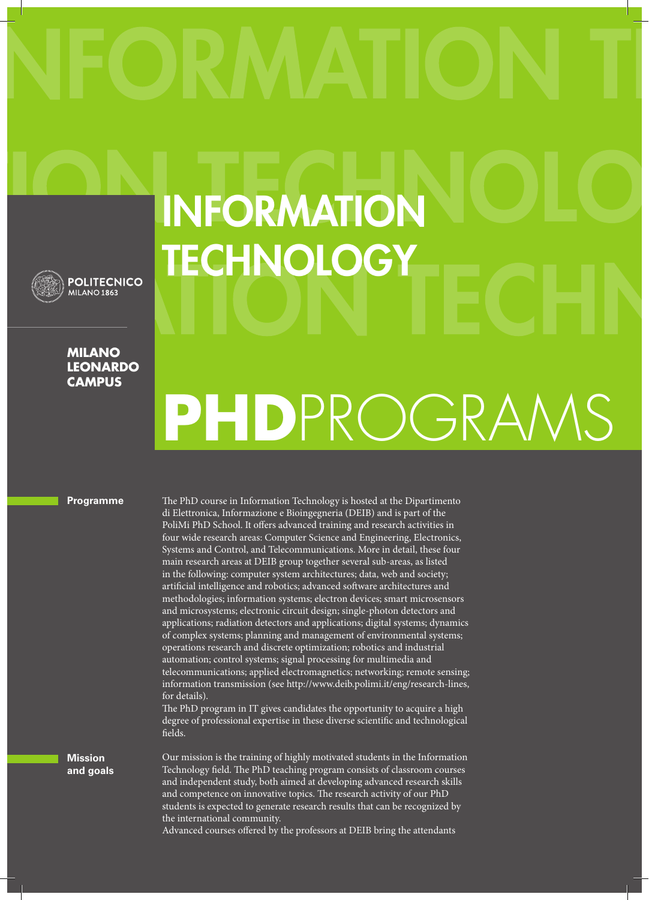# INFORMATION TECHNOLOGY

POLITECNICO MILANO 1863

**MILANO LEONARDO CAMPUS**

# **PHD**PROGRAMS

**Programme**

The PhD course in Information Technology is hosted at the Dipartimento di Elettronica, Informazione e Bioingegneria (DEIB) and is part of the PoliMi PhD School. It offers advanced training and research activities in four wide research areas: Computer Science and Engineering, Electronics, Systems and Control, and Telecommunications. More in detail, these four main research areas at DEIB group together several sub-areas, as listed in the following: computer system architectures; data, web and society; artificial intelligence and robotics; advanced software architectures and methodologies; information systems; electron devices; smart microsensors and microsystems; electronic circuit design; single-photon detectors and applications; radiation detectors and applications; digital systems; dynamics of complex systems; planning and management of environmental systems; operations research and discrete optimization; robotics and industrial automation; control systems; signal processing for multimedia and telecommunications; applied electromagnetics; networking; remote sensing; information transmission (see http://www.deib.polimi.it/eng/research-lines, for details).

The PhD program in IT gives candidates the opportunity to acquire a high degree of professional expertise in these diverse scientific and technological fields.

**Mission and goals**

Our mission is the training of highly motivated students in the Information Technology field. The PhD teaching program consists of classroom courses and independent study, both aimed at developing advanced research skills and competence on innovative topics. The research activity of our PhD students is expected to generate research results that can be recognized by the international community.

Advanced courses offered by the professors at DEIB bring the attendants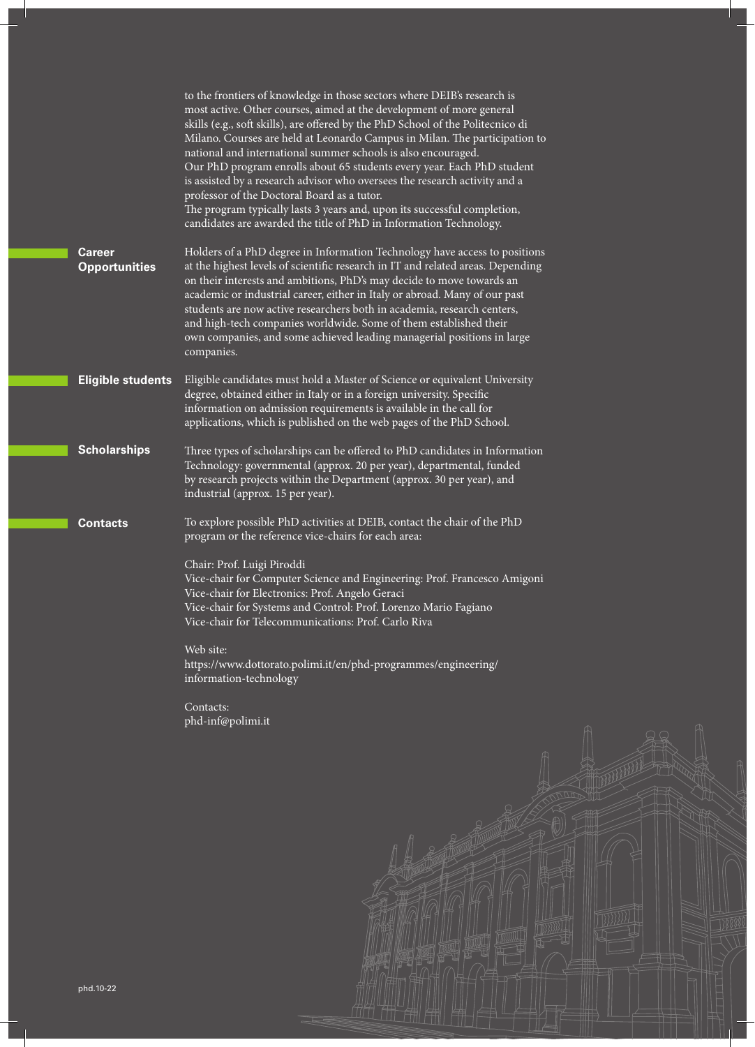to the frontiers of knowledge in those sectors where DEIB's research is most active. Other courses, aimed at the development of more general skills (e.g., soft skills), are offered by the PhD School of the Politecnico di Milano. Courses are held at Leonardo Campus in Milan. The participation to national and international summer schools is also encouraged.
Our PhD program enrolls about 65 students every year. Each PhD student is assisted by a research advisor who oversees the research activity and a professor of the Doctoral Board as a tutor.
The program typically lasts 3 years and, upon its successful completion, candidates are awarded the title of PhD in Information Technology.

## Career Opportunities

Holders of a PhD degree in Information Technology have access to positions at the highest levels of scientific research in IT and related areas. Depending on their interests and ambitions, PhD's may decide to move towards an academic or industrial career, either in Italy or abroad. Many of our past students are now active researchers both in academia, research centers, and high-tech companies worldwide. Some of them established their own companies, and some achieved leading managerial positions in large companies.

## Eligible students

Eligible candidates must hold a Master of Science or equivalent University degree, obtained either in Italy or in a foreign university. Specific information on admission requirements is available in the call for applications, which is published on the web pages of the PhD School.

## Scholarships

Three types of scholarships can be offered to PhD candidates in Information Technology: governmental (approx. 20 per year), departmental, funded by research projects within the Department (approx. 30 per year), and industrial (approx. 15 per year).

## Contacts

To explore possible PhD activities at DEIB, contact the chair of the PhD program or the reference vice-chairs for each area:

Chair: Prof. Luigi Piroddi
Vice-chair for Computer Science and Engineering: Prof. Francesco Amigoni
Vice-chair for Electronics: Prof. Angelo Geraci
Vice-chair for Systems and Control: Prof. Lorenzo Mario Fagiano
Vice-chair for Telecommunications: Prof. Carlo Riva

Web site:
https://www.dottorato.polimi.it/en/phd-programmes/engineering/information-technology

Contacts:
phd-inf@polimi.it

phd.10-22